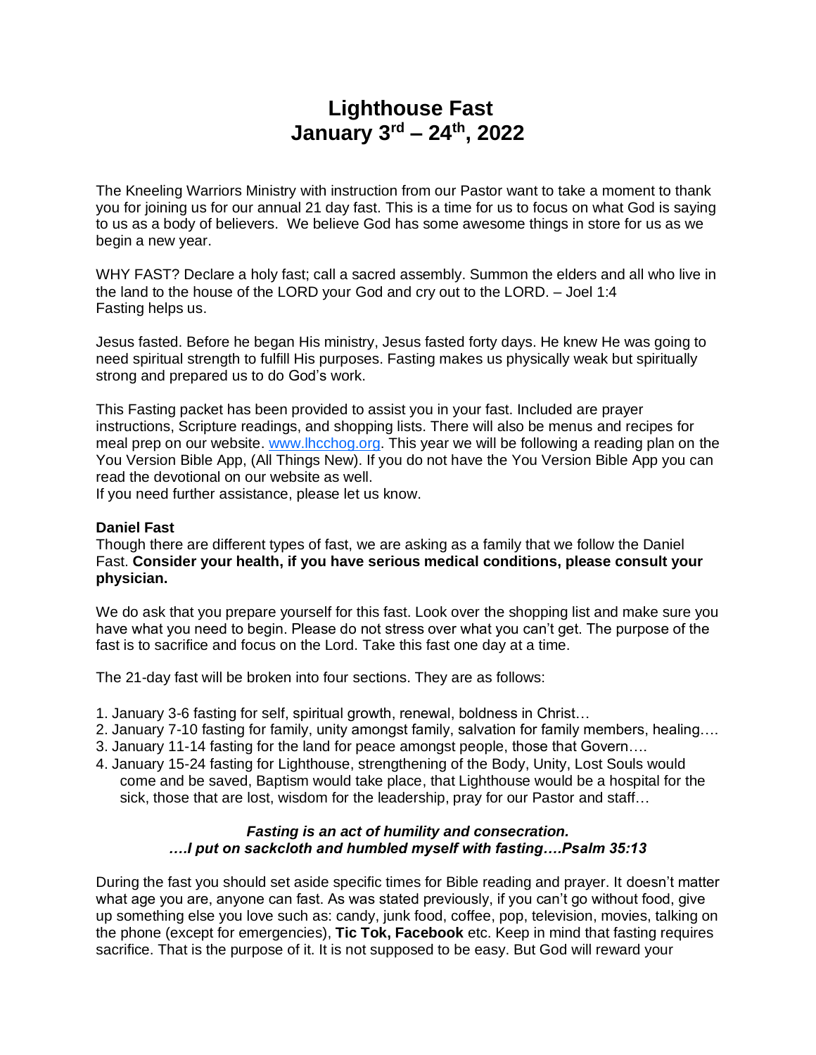# Lighthouse Fast
# January 3rd – 24th, 2022

The Kneeling Warriors Ministry with instruction from our Pastor want to take a moment to thank you for joining us for our annual 21 day fast. This is a time for us to focus on what God is saying to us as a body of believers. We believe God has some awesome things in store for us as we begin a new year.

WHY FAST? Declare a holy fast; call a sacred assembly. Summon the elders and all who live in the land to the house of the LORD your God and cry out to the LORD. – Joel 1:4
Fasting helps us.

Jesus fasted. Before he began His ministry, Jesus fasted forty days. He knew He was going to need spiritual strength to fulfill His purposes. Fasting makes us physically weak but spiritually strong and prepared us to do God's work.

This Fasting packet has been provided to assist you in your fast. Included are prayer instructions, Scripture readings, and shopping lists. There will also be menus and recipes for meal prep on our website. [www.lhcchog.org](http://www.lhcchog.org). This year we will be following a reading plan on the You Version Bible App, (All Things New). If you do not have the You Version Bible App you can read the devotional on our website as well.
If you need further assistance, please let us know.

**Daniel Fast**
Though there are different types of fast, we are asking as a family that we follow the Daniel Fast. **Consider your health, if you have serious medical conditions, please consult your physician.**

We do ask that you prepare yourself for this fast. Look over the shopping list and make sure you have what you need to begin. Please do not stress over what you can't get. The purpose of the fast is to sacrifice and focus on the Lord. Take this fast one day at a time.

The 21-day fast will be broken into four sections. They are as follows:

1. January 3-6 fasting for self, spiritual growth, renewal, boldness in Christ…
2. January 7-10 fasting for family, unity amongst family, salvation for family members, healing….
3. January 11-14 fasting for the land for peace amongst people, those that Govern….
4. January 15-24 fasting for Lighthouse, strengthening of the Body, Unity, Lost Souls would come and be saved, Baptism would take place, that Lighthouse would be a hospital for the sick, those that are lost, wisdom for the leadership, pray for our Pastor and staff…

***Fasting is an act of humility and consecration.***
***….I put on sackcloth and humbled myself with fasting….Psalm 35:13***

During the fast you should set aside specific times for Bible reading and prayer. It doesn't matter what age you are, anyone can fast. As was stated previously, if you can't go without food, give up something else you love such as: candy, junk food, coffee, pop, television, movies, talking on the phone (except for emergencies), **Tic Tok, Facebook** etc. Keep in mind that fasting requires sacrifice. That is the purpose of it. It is not supposed to be easy. But God will reward your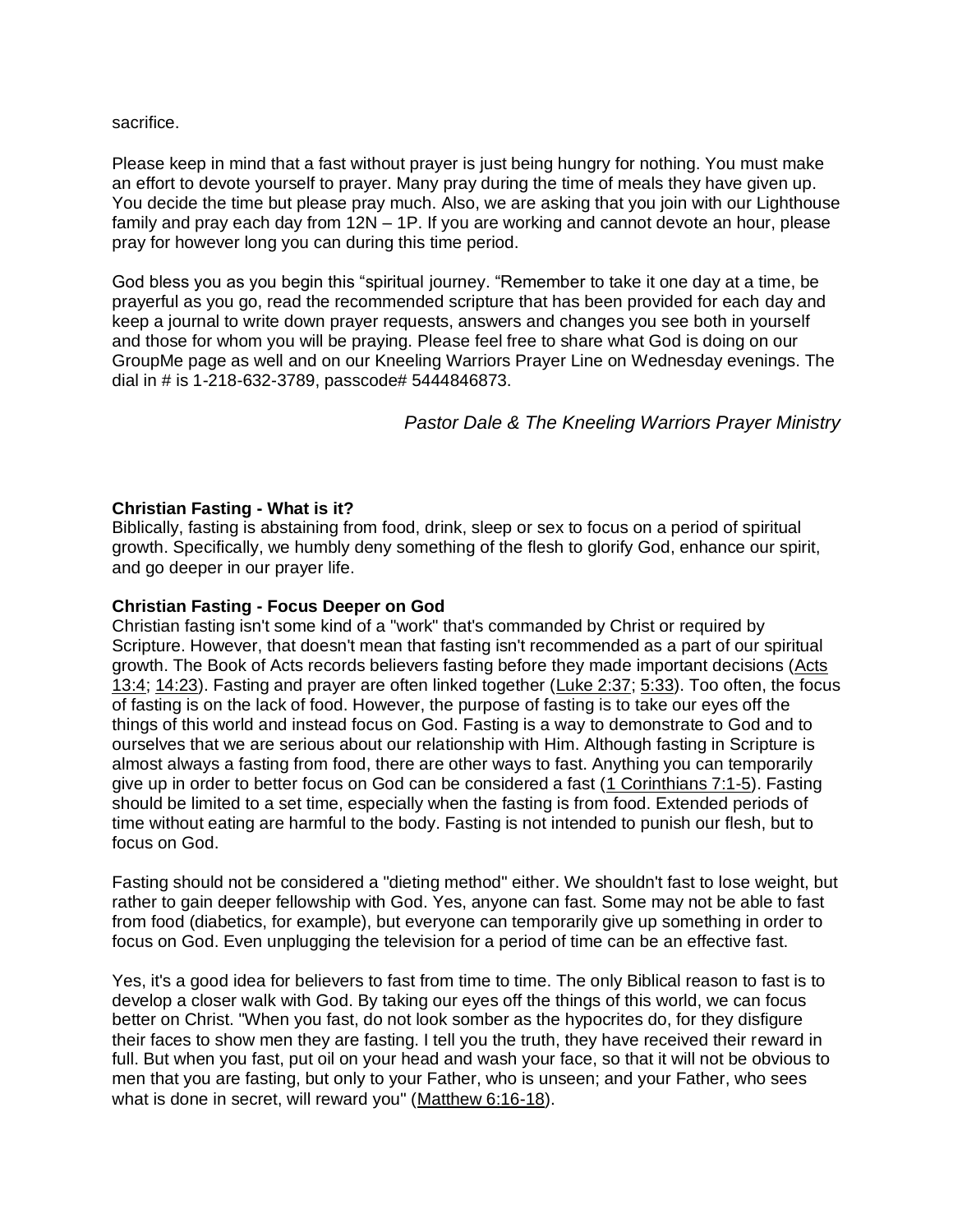sacrifice.

Please keep in mind that a fast without prayer is just being hungry for nothing. You must make an effort to devote yourself to prayer. Many pray during the time of meals they have given up. You decide the time but please pray much. Also, we are asking that you join with our Lighthouse family and pray each day from 12N – 1P. If you are working and cannot devote an hour, please pray for however long you can during this time period.

God bless you as you begin this "spiritual journey. "Remember to take it one day at a time, be prayerful as you go, read the recommended scripture that has been provided for each day and keep a journal to write down prayer requests, answers and changes you see both in yourself and those for whom you will be praying. Please feel free to share what God is doing on our GroupMe page as well and on our Kneeling Warriors Prayer Line on Wednesday evenings. The dial in # is 1-218-632-3789, passcode# 5444846873.

*Pastor Dale & The Kneeling Warriors Prayer Ministry*

**Christian Fasting - What is it?**
Biblically, fasting is abstaining from food, drink, sleep or sex to focus on a period of spiritual growth. Specifically, we humbly deny something of the flesh to glorify God, enhance our spirit, and go deeper in our prayer life.

**Christian Fasting - Focus Deeper on God**
Christian fasting isn't some kind of a "work" that's commanded by Christ or required by Scripture. However, that doesn't mean that fasting isn't recommended as a part of our spiritual growth. The Book of Acts records believers fasting before they made important decisions (Acts 13:4; 14:23). Fasting and prayer are often linked together (Luke 2:37; 5:33). Too often, the focus of fasting is on the lack of food. However, the purpose of fasting is to take our eyes off the things of this world and instead focus on God. Fasting is a way to demonstrate to God and to ourselves that we are serious about our relationship with Him. Although fasting in Scripture is almost always a fasting from food, there are other ways to fast. Anything you can temporarily give up in order to better focus on God can be considered a fast (1 Corinthians 7:1-5). Fasting should be limited to a set time, especially when the fasting is from food. Extended periods of time without eating are harmful to the body. Fasting is not intended to punish our flesh, but to focus on God.

Fasting should not be considered a "dieting method" either. We shouldn't fast to lose weight, but rather to gain deeper fellowship with God. Yes, anyone can fast. Some may not be able to fast from food (diabetics, for example), but everyone can temporarily give up something in order to focus on God. Even unplugging the television for a period of time can be an effective fast.

Yes, it's a good idea for believers to fast from time to time. The only Biblical reason to fast is to develop a closer walk with God. By taking our eyes off the things of this world, we can focus better on Christ. "When you fast, do not look somber as the hypocrites do, for they disfigure their faces to show men they are fasting. I tell you the truth, they have received their reward in full. But when you fast, put oil on your head and wash your face, so that it will not be obvious to men that you are fasting, but only to your Father, who is unseen; and your Father, who sees what is done in secret, will reward you" (Matthew 6:16-18).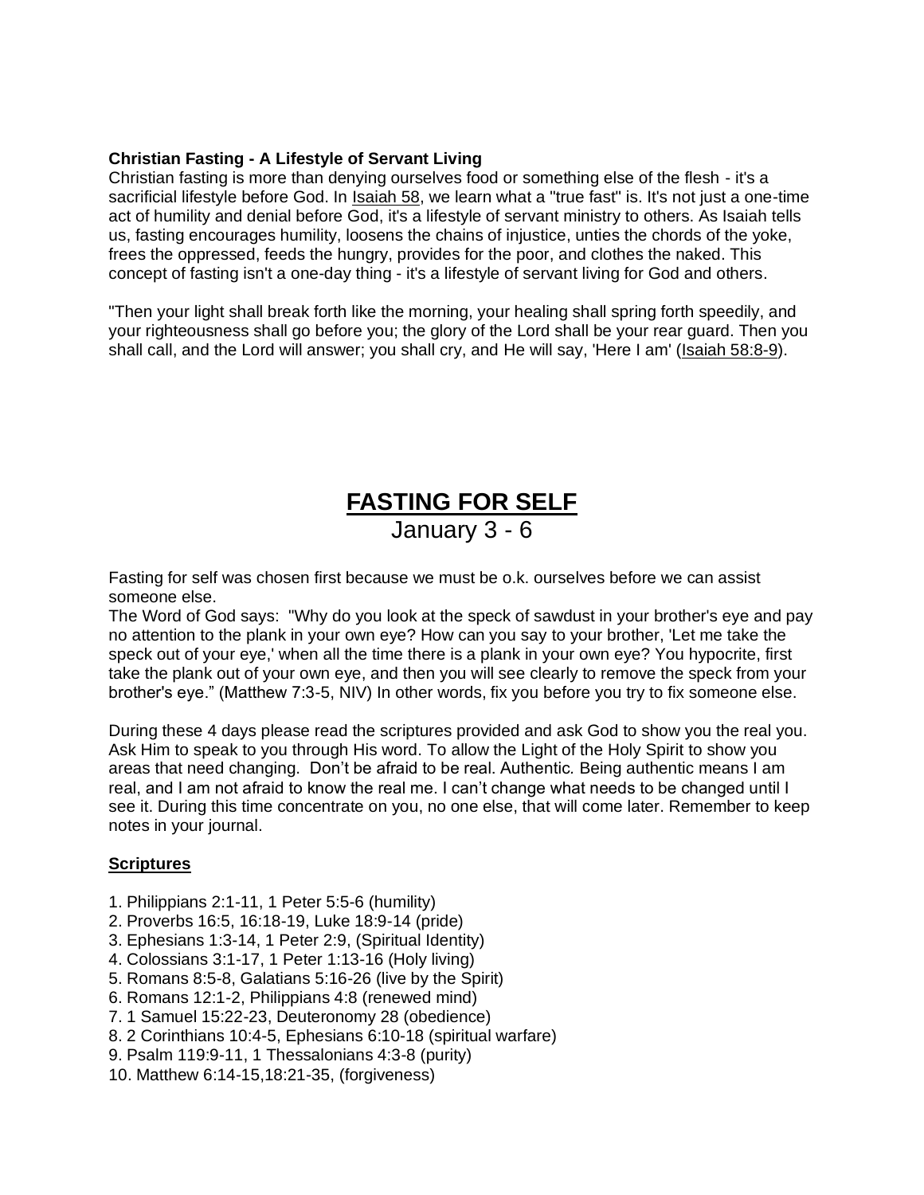**Christian Fasting - A Lifestyle of Servant Living**
Christian fasting is more than denying ourselves food or something else of the flesh - it's a sacrificial lifestyle before God. In Isaiah 58, we learn what a "true fast" is. It's not just a one-time act of humility and denial before God, it's a lifestyle of servant ministry to others. As Isaiah tells us, fasting encourages humility, loosens the chains of injustice, unties the chords of the yoke, frees the oppressed, feeds the hungry, provides for the poor, and clothes the naked. This concept of fasting isn't a one-day thing - it's a lifestyle of servant living for God and others.

"Then your light shall break forth like the morning, your healing shall spring forth speedily, and your righteousness shall go before you; the glory of the Lord shall be your rear guard. Then you shall call, and the Lord will answer; you shall cry, and He will say, 'Here I am' (Isaiah 58:8-9).

# FASTING FOR SELF

January 3 - 6

Fasting for self was chosen first because we must be o.k. ourselves before we can assist someone else.
The Word of God says: "Why do you look at the speck of sawdust in your brother's eye and pay no attention to the plank in your own eye? How can you say to your brother, 'Let me take the speck out of your eye,' when all the time there is a plank in your own eye? You hypocrite, first take the plank out of your own eye, and then you will see clearly to remove the speck from your brother's eye." (Matthew 7:3-5, NIV) In other words, fix you before you try to fix someone else.

During these 4 days please read the scriptures provided and ask God to show you the real you. Ask Him to speak to you through His word. To allow the Light of the Holy Spirit to show you areas that need changing. Don't be afraid to be real. Authentic. Being authentic means I am real, and I am not afraid to know the real me. I can't change what needs to be changed until I see it. During this time concentrate on you, no one else, that will come later. Remember to keep notes in your journal.

**Scriptures**

1. Philippians 2:1-11, 1 Peter 5:5-6 (humility)
2. Proverbs 16:5, 16:18-19, Luke 18:9-14 (pride)
3. Ephesians 1:3-14, 1 Peter 2:9, (Spiritual Identity)
4. Colossians 3:1-17, 1 Peter 1:13-16 (Holy living)
5. Romans 8:5-8, Galatians 5:16-26 (live by the Spirit)
6. Romans 12:1-2, Philippians 4:8 (renewed mind)
7. 1 Samuel 15:22-23, Deuteronomy 28 (obedience)
8. 2 Corinthians 10:4-5, Ephesians 6:10-18 (spiritual warfare)
9. Psalm 119:9-11, 1 Thessalonians 4:3-8 (purity)
10. Matthew 6:14-15,18:21-35, (forgiveness)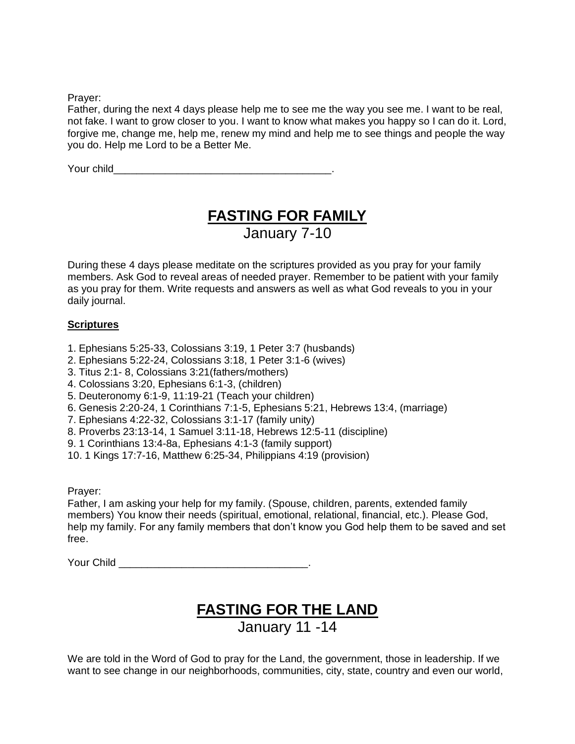Prayer:
Father, during the next 4 days please help me to see me the way you see me. I want to be real, not fake. I want to grow closer to you. I want to know what makes you happy so I can do it. Lord, forgive me, change me, help me, renew my mind and help me to see things and people the way you do. Help me Lord to be a Better Me.

Your child______________________________________.

## FASTING FOR FAMILY

January 7-10

During these 4 days please meditate on the scriptures provided as you pray for your family members. Ask God to reveal areas of needed prayer. Remember to be patient with your family as you pray for them. Write requests and answers as well as what God reveals to you in your daily journal.

**Scriptures**

1. Ephesians 5:25-33, Colossians 3:19, 1 Peter 3:7 (husbands)
2. Ephesians 5:22-24, Colossians 3:18, 1 Peter 3:1-6 (wives)
3. Titus 2:1- 8, Colossians 3:21(fathers/mothers)
4. Colossians 3:20, Ephesians 6:1-3, (children)
5. Deuteronomy 6:1-9, 11:19-21 (Teach your children)
6. Genesis 2:20-24, 1 Corinthians 7:1-5, Ephesians 5:21, Hebrews 13:4, (marriage)
7. Ephesians 4:22-32, Colossians 3:1-17 (family unity)
8. Proverbs 23:13-14, 1 Samuel 3:11-18, Hebrews 12:5-11 (discipline)
9. 1 Corinthians 13:4-8a, Ephesians 4:1-3 (family support)
10. 1 Kings 17:7-16, Matthew 6:25-34, Philippians 4:19 (provision)

Prayer:
Father, I am asking your help for my family. (Spouse, children, parents, extended family members) You know their needs (spiritual, emotional, relational, financial, etc.). Please God, help my family. For any family members that don't know you God help them to be saved and set free.

Your Child ________________________________.

## FASTING FOR THE LAND

January 11 -14

We are told in the Word of God to pray for the Land, the government, those in leadership. If we want to see change in our neighborhoods, communities, city, state, country and even our world,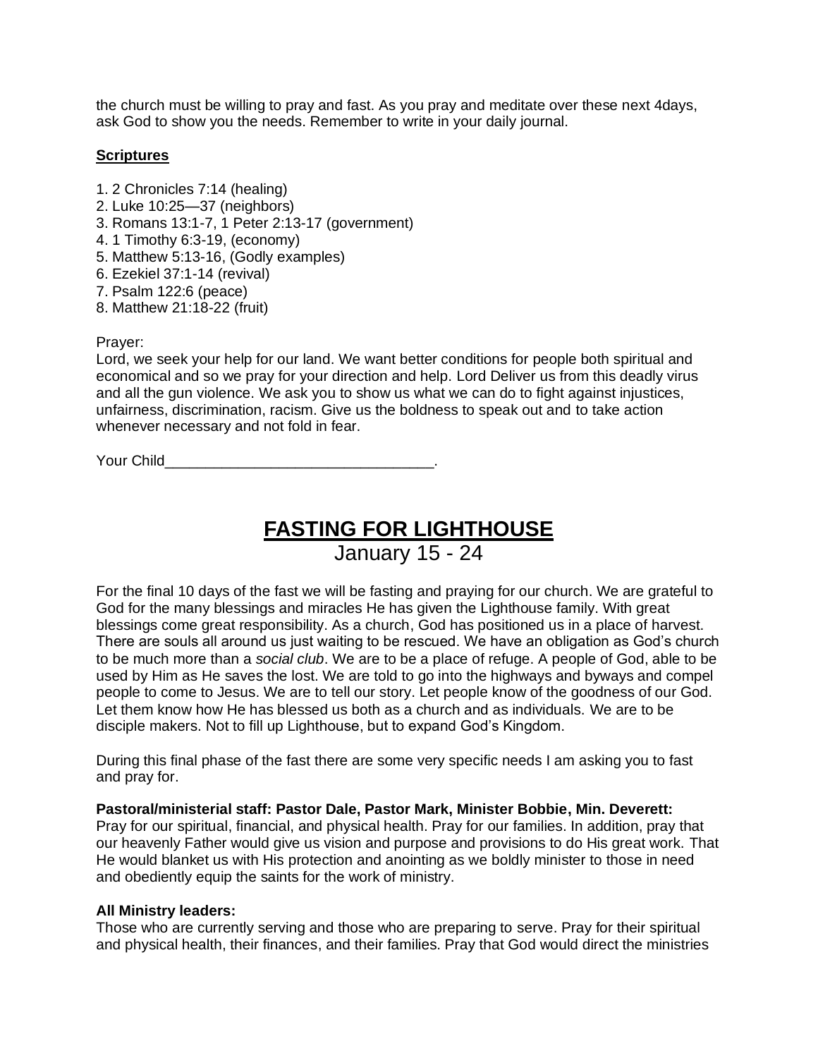the church must be willing to pray and fast. As you pray and meditate over these next 4days, ask God to show you the needs. Remember to write in your daily journal.

**Scriptures**

1. 2 Chronicles 7:14 (healing)
2. Luke 10:25—37 (neighbors)
3. Romans 13:1-7, 1 Peter 2:13-17 (government)
4. 1 Timothy 6:3-19, (economy)
5. Matthew 5:13-16, (Godly examples)
6. Ezekiel 37:1-14 (revival)
7. Psalm 122:6 (peace)
8. Matthew 21:18-22 (fruit)

Prayer:
Lord, we seek your help for our land. We want better conditions for people both spiritual and economical and so we pray for your direction and help. Lord Deliver us from this deadly virus and all the gun violence. We ask you to show us what we can do to fight against injustices, unfairness, discrimination, racism. Give us the boldness to speak out and to take action whenever necessary and not fold in fear.

Your Child_________________________________.

# FASTING FOR LIGHTHOUSE

January 15 - 24

For the final 10 days of the fast we will be fasting and praying for our church. We are grateful to God for the many blessings and miracles He has given the Lighthouse family. With great blessings come great responsibility. As a church, God has positioned us in a place of harvest. There are souls all around us just waiting to be rescued. We have an obligation as God's church to be much more than a *social club*. We are to be a place of refuge. A people of God, able to be used by Him as He saves the lost. We are told to go into the highways and byways and compel people to come to Jesus. We are to tell our story. Let people know of the goodness of our God. Let them know how He has blessed us both as a church and as individuals. We are to be disciple makers. Not to fill up Lighthouse, but to expand God's Kingdom.

During this final phase of the fast there are some very specific needs I am asking you to fast and pray for.

**Pastoral/ministerial staff: Pastor Dale, Pastor Mark, Minister Bobbie, Min. Deverett:**
Pray for our spiritual, financial, and physical health. Pray for our families. In addition, pray that our heavenly Father would give us vision and purpose and provisions to do His great work. That He would blanket us with His protection and anointing as we boldly minister to those in need and obediently equip the saints for the work of ministry.

**All Ministry leaders:**
Those who are currently serving and those who are preparing to serve. Pray for their spiritual and physical health, their finances, and their families. Pray that God would direct the ministries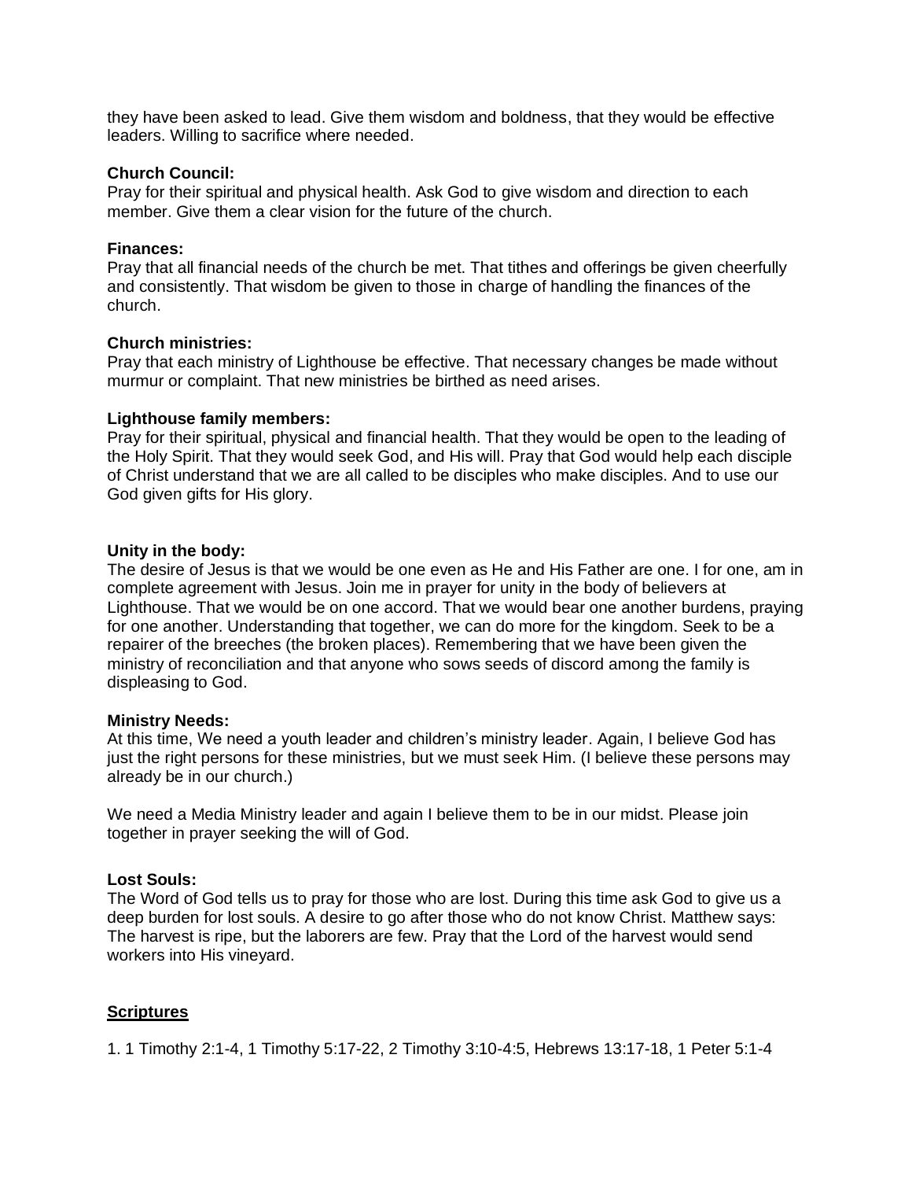they have been asked to lead. Give them wisdom and boldness, that they would be effective leaders. Willing to sacrifice where needed.

**Church Council:**
Pray for their spiritual and physical health. Ask God to give wisdom and direction to each member. Give them a clear vision for the future of the church.

**Finances:**
Pray that all financial needs of the church be met. That tithes and offerings be given cheerfully and consistently. That wisdom be given to those in charge of handling the finances of the church.

**Church ministries:**
Pray that each ministry of Lighthouse be effective. That necessary changes be made without murmur or complaint. That new ministries be birthed as need arises.

**Lighthouse family members:**
Pray for their spiritual, physical and financial health. That they would be open to the leading of the Holy Spirit. That they would seek God, and His will. Pray that God would help each disciple of Christ understand that we are all called to be disciples who make disciples. And to use our God given gifts for His glory.

**Unity in the body:**
The desire of Jesus is that we would be one even as He and His Father are one. I for one, am in complete agreement with Jesus. Join me in prayer for unity in the body of believers at Lighthouse. That we would be on one accord. That we would bear one another burdens, praying for one another. Understanding that together, we can do more for the kingdom. Seek to be a repairer of the breeches (the broken places). Remembering that we have been given the ministry of reconciliation and that anyone who sows seeds of discord among the family is displeasing to God.

**Ministry Needs:**
At this time, We need a youth leader and children's ministry leader. Again, I believe God has just the right persons for these ministries, but we must seek Him. (I believe these persons may already be in our church.)

We need a Media Ministry leader and again I believe them to be in our midst. Please join together in prayer seeking the will of God.

**Lost Souls:**
The Word of God tells us to pray for those who are lost. During this time ask God to give us a deep burden for lost souls. A desire to go after those who do not know Christ. Matthew says: The harvest is ripe, but the laborers are few. Pray that the Lord of the harvest would send workers into His vineyard.

## Scriptures

1. 1 Timothy 2:1-4, 1 Timothy 5:17-22, 2 Timothy 3:10-4:5, Hebrews 13:17-18, 1 Peter 5:1-4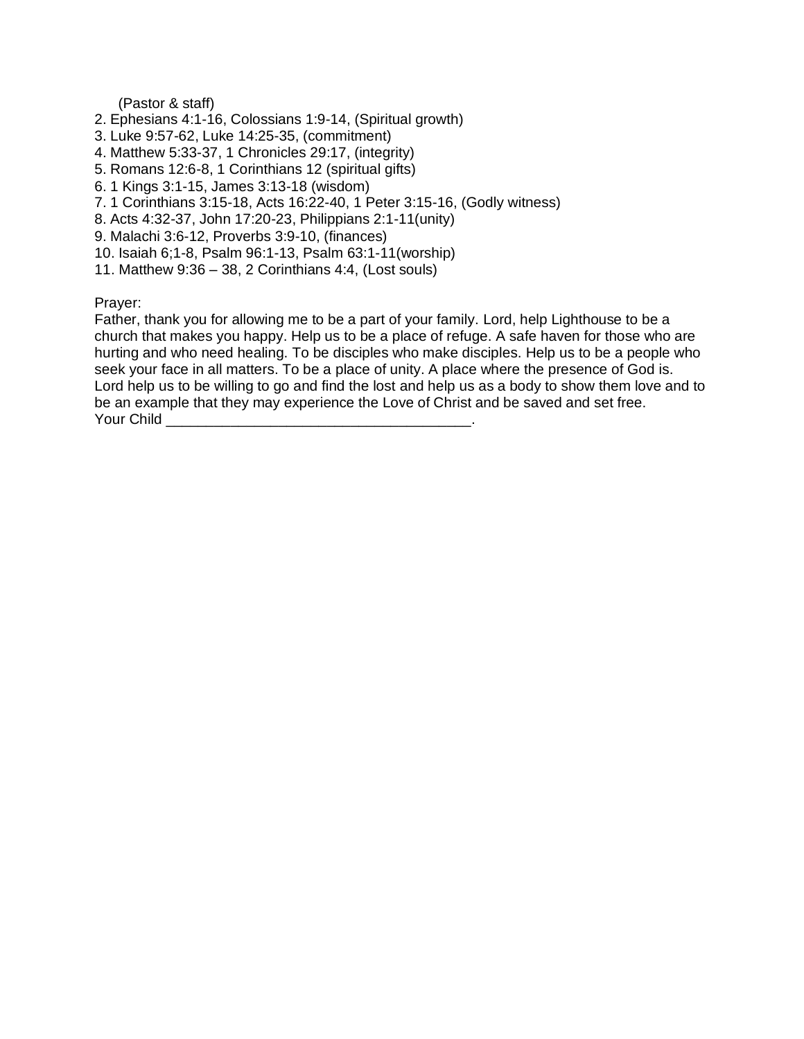(Pastor & staff)

2. Ephesians 4:1-16, Colossians 1:9-14, (Spiritual growth)
3. Luke 9:57-62, Luke 14:25-35, (commitment)
4. Matthew 5:33-37, 1 Chronicles 29:17, (integrity)
5. Romans 12:6-8, 1 Corinthians 12 (spiritual gifts)
6. 1 Kings 3:1-15, James 3:13-18 (wisdom)
7. 1 Corinthians 3:15-18, Acts 16:22-40, 1 Peter 3:15-16, (Godly witness)
8. Acts 4:32-37, John 17:20-23, Philippians 2:1-11(unity)
9. Malachi 3:6-12, Proverbs 3:9-10, (finances)
10. Isaiah 6;1-8, Psalm 96:1-13, Psalm 63:1-11(worship)
11. Matthew 9:36 – 38, 2 Corinthians 4:4, (Lost souls)

Prayer:
Father, thank you for allowing me to be a part of your family. Lord, help Lighthouse to be a church that makes you happy. Help us to be a place of refuge. A safe haven for those who are hurting and who need healing. To be disciples who make disciples. Help us to be a people who seek your face in all matters. To be a place of unity. A place where the presence of God is. Lord help us to be willing to go and find the lost and help us as a body to show them love and to be an example that they may experience the Love of Christ and be saved and set free.
Your Child _______________________________________.